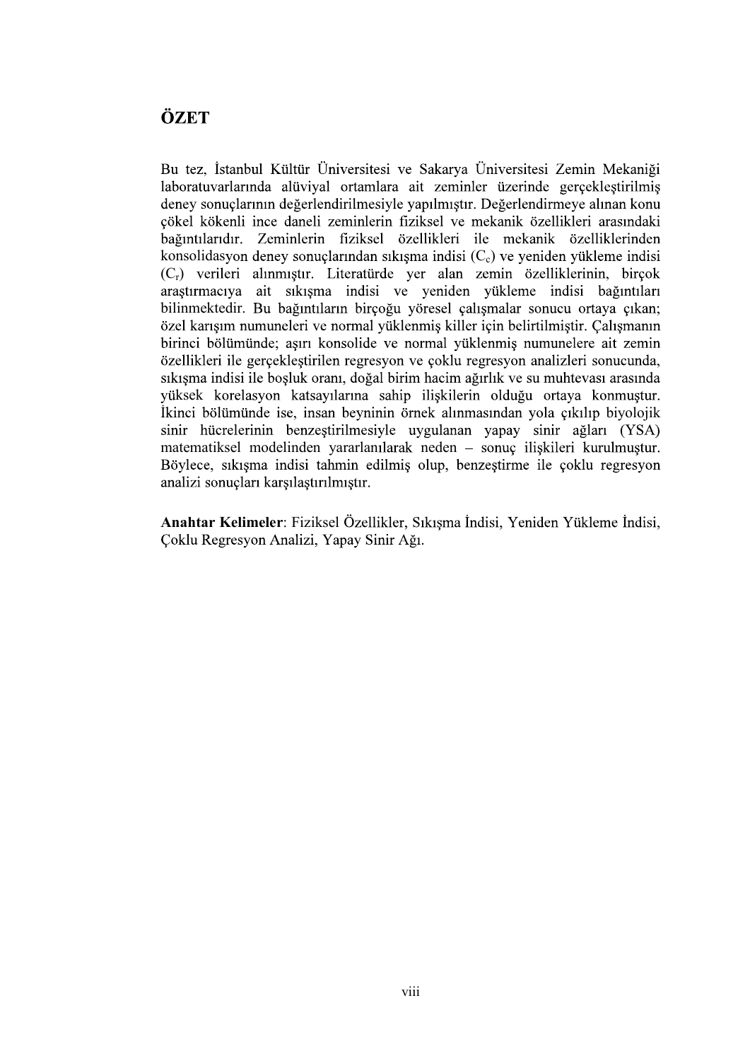# ÖZET

Bu tez, İstanbul Kültür Üniversitesi ve Sakarya Üniversitesi Zemin Mekaniği laboratuvarlarında alüviyal ortamlara ait zeminler üzerinde gerçekleştirilmiş deney sonuçlarının değerlendirilmesiyle yapılmıştır. Değerlendirmeye alınan konu çökel kökenli ince daneli zeminlerin fiziksel ve mekanik özellikleri arasındaki bağıntılarıdır. Zeminlerin fiziksel özellikleri ile mekanik özelliklerinden konsolidasyon deney sonuçlarından sıkışma indisi ($C_c$) ve yeniden yükleme indisi ($C_r$) verileri alınmıştır. Literatürde yer alan zemin özelliklerinin, birçok araştırmacıya ait sıkışma indisi ve yeniden yükleme indisi bağıntıları bilinmektedir. Bu bağıntıların birçoğu yöresel çalışmalar sonucu ortaya çıkan; özel karışım numuneleri ve normal yüklenmiş killer için belirtilmiştir. Çalışmanın birinci bölümünde; aşırı konsolide ve normal yüklenmiş numunelere ait zemin özellikleri ile gerçekleştirilen regresyon ve çoklu regresyon analizleri sonucunda, sıkışma indisi ile boşluk oranı, doğal birim hacim ağırlık ve su muhtevası arasında yüksek korelasyon katsayılarına sahip ilişkilerin olduğu ortaya konmuştur. İkinci bölümünde ise, insan beyninin örnek alınmasından yola çıkılıp biyolojik sinir hücrelerinin benzeştirilmesiyle uygulanan yapay sinir ağları (YSA) matematiksel modelinden yararlanılarak neden – sonuç ilişkileri kurulmuştur. Böylece, sıkışma indisi tahmin edilmiş olup, benzeştirme ile çoklu regresyon analizi sonuçları karşılaştırılmıştır.

**Anahtar Kelimeler**: Fiziksel Özellikler, Sıkışma İndisi, Yeniden Yükleme İndisi, Çoklu Regresyon Analizi, Yapay Sinir Ağı.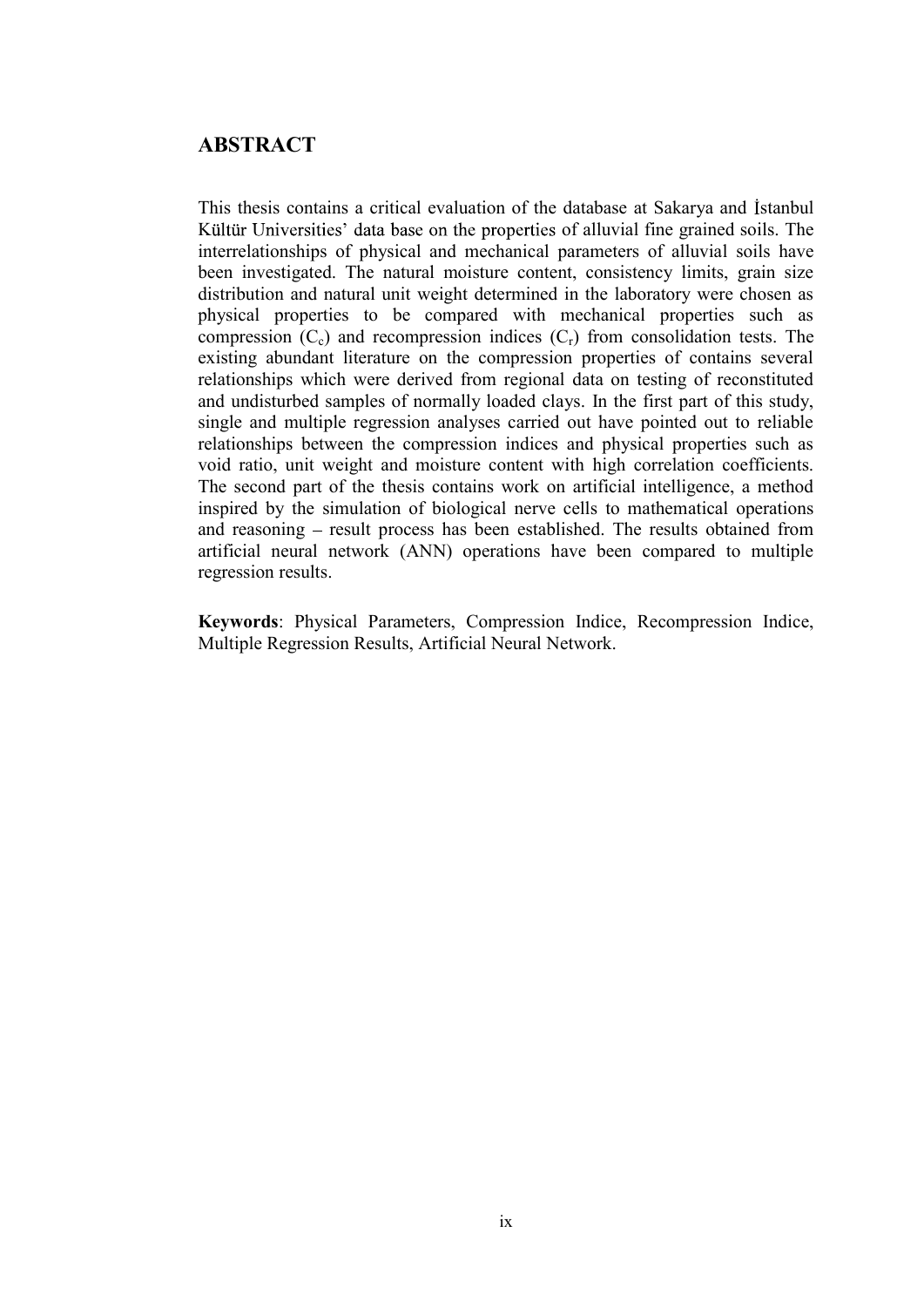## ABSTRACT

This thesis contains a critical evaluation of the database at Sakarya and İstanbul Kültür Universities' data base on the properties of alluvial fine grained soils. The interrelationships of physical and mechanical parameters of alluvial soils have been investigated. The natural moisture content, consistency limits, grain size distribution and natural unit weight determined in the laboratory were chosen as physical properties to be compared with mechanical properties such as compression ($C_c$) and recompression indices ($C_r$) from consolidation tests. The existing abundant literature on the compression properties of contains several relationships which were derived from regional data on testing of reconstituted and undisturbed samples of normally loaded clays. In the first part of this study, single and multiple regression analyses carried out have pointed out to reliable relationships between the compression indices and physical properties such as void ratio, unit weight and moisture content with high correlation coefficients. The second part of the thesis contains work on artificial intelligence, a method inspired by the simulation of biological nerve cells to mathematical operations and reasoning – result process has been established. The results obtained from artificial neural network (ANN) operations have been compared to multiple regression results.

**Keywords**: Physical Parameters, Compression Indice, Recompression Indice, Multiple Regression Results, Artificial Neural Network.